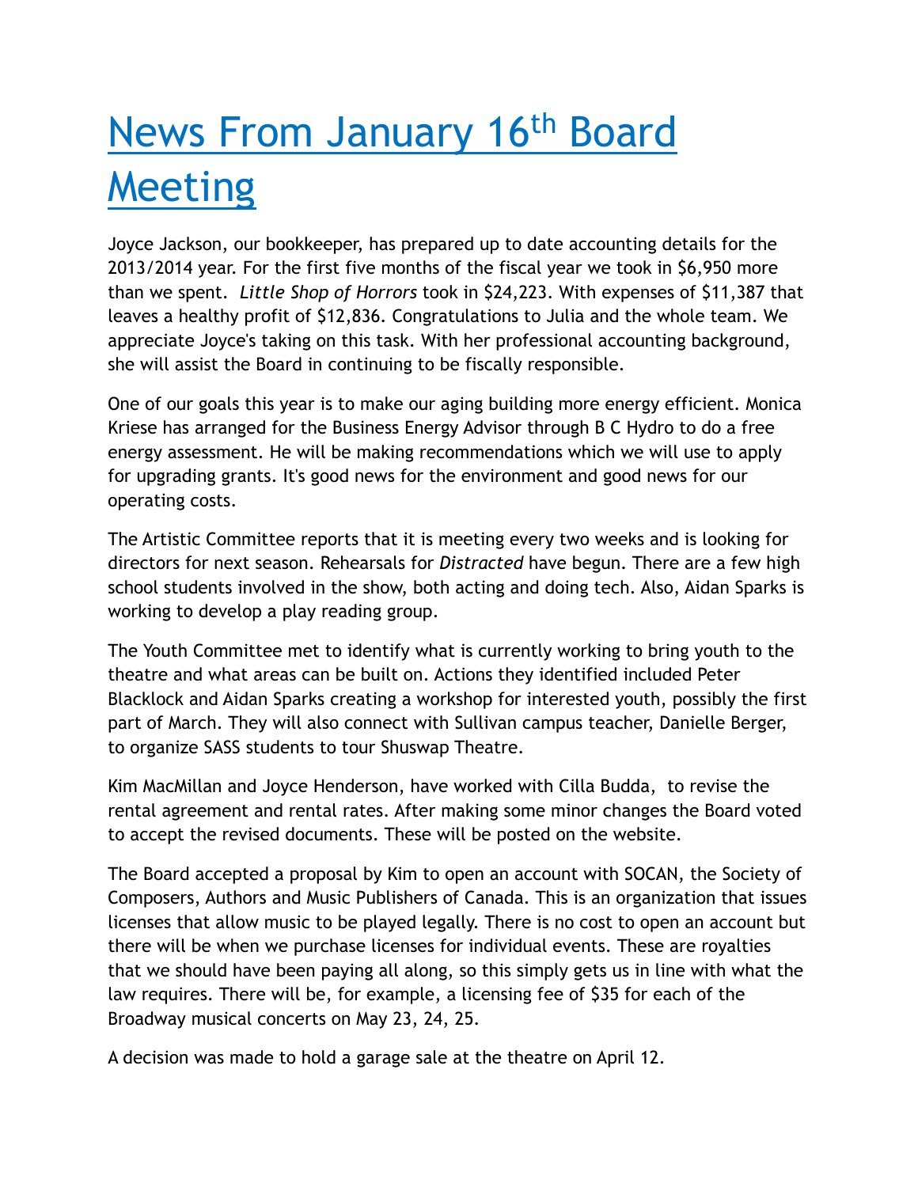# News From January 16th Board Meeting

Joyce Jackson, our bookkeeper, has prepared up to date accounting details for the 2013/2014 year. For the first five months of the fiscal year we took in $6,950 more than we spent. *Little Shop of Horrors* took in $24,223. With expenses of $11,387 that leaves a healthy profit of $12,836. Congratulations to Julia and the whole team. We appreciate Joyce's taking on this task. With her professional accounting background, she will assist the Board in continuing to be fiscally responsible.

One of our goals this year is to make our aging building more energy efficient. Monica Kriese has arranged for the Business Energy Advisor through B C Hydro to do a free energy assessment. He will be making recommendations which we will use to apply for upgrading grants. It's good news for the environment and good news for our operating costs.

The Artistic Committee reports that it is meeting every two weeks and is looking for directors for next season. Rehearsals for *Distracted* have begun. There are a few high school students involved in the show, both acting and doing tech. Also, Aidan Sparks is working to develop a play reading group.

The Youth Committee met to identify what is currently working to bring youth to the theatre and what areas can be built on. Actions they identified included Peter Blacklock and Aidan Sparks creating a workshop for interested youth, possibly the first part of March. They will also connect with Sullivan campus teacher, Danielle Berger, to organize SASS students to tour Shuswap Theatre.

Kim MacMillan and Joyce Henderson, have worked with Cilla Budda, to revise the rental agreement and rental rates. After making some minor changes the Board voted to accept the revised documents. These will be posted on the website.

The Board accepted a proposal by Kim to open an account with SOCAN, the Society of Composers, Authors and Music Publishers of Canada. This is an organization that issues licenses that allow music to be played legally. There is no cost to open an account but there will be when we purchase licenses for individual events. These are royalties that we should have been paying all along, so this simply gets us in line with what the law requires. There will be, for example, a licensing fee of $35 for each of the Broadway musical concerts on May 23, 24, 25.

A decision was made to hold a garage sale at the theatre on April 12.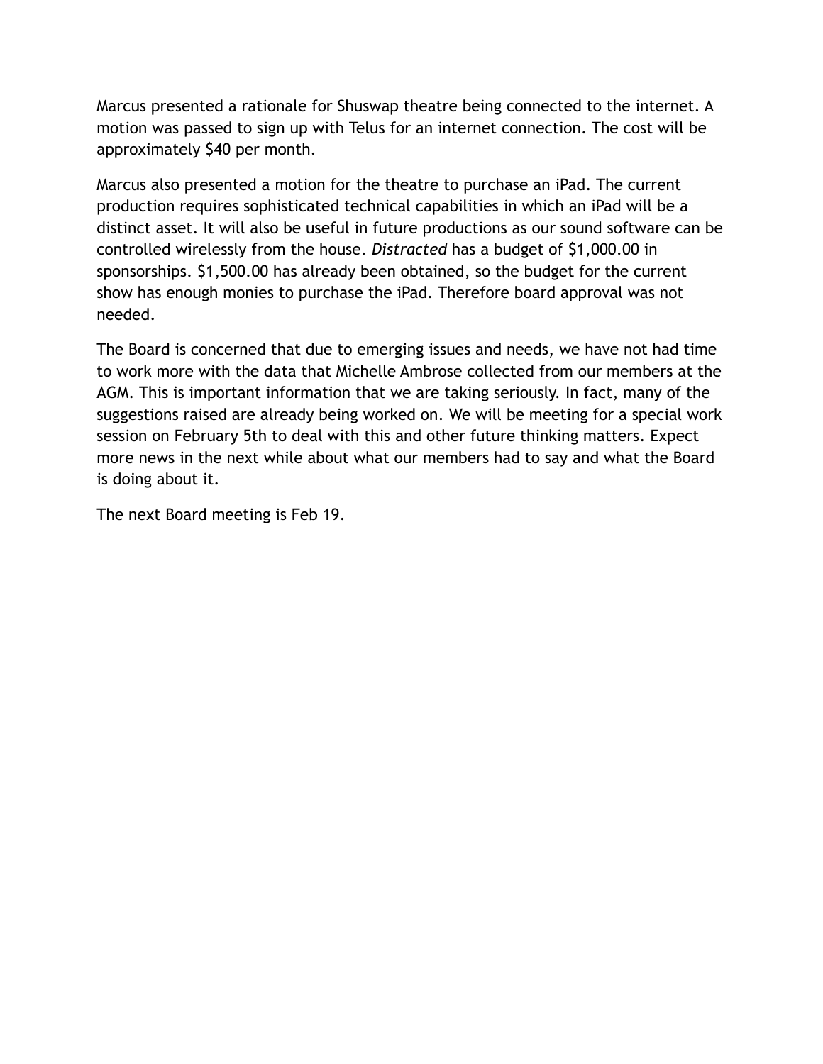Marcus presented a rationale for Shuswap theatre being connected to the internet. A motion was passed to sign up with Telus for an internet connection. The cost will be approximately $40 per month.

Marcus also presented a motion for the theatre to purchase an iPad. The current production requires sophisticated technical capabilities in which an iPad will be a distinct asset. It will also be useful in future productions as our sound software can be controlled wirelessly from the house. *Distracted* has a budget of $1,000.00 in sponsorships. $1,500.00 has already been obtained, so the budget for the current show has enough monies to purchase the iPad. Therefore board approval was not needed.

The Board is concerned that due to emerging issues and needs, we have not had time to work more with the data that Michelle Ambrose collected from our members at the AGM. This is important information that we are taking seriously. In fact, many of the suggestions raised are already being worked on. We will be meeting for a special work session on February 5th to deal with this and other future thinking matters. Expect more news in the next while about what our members had to say and what the Board is doing about it.

The next Board meeting is Feb 19.